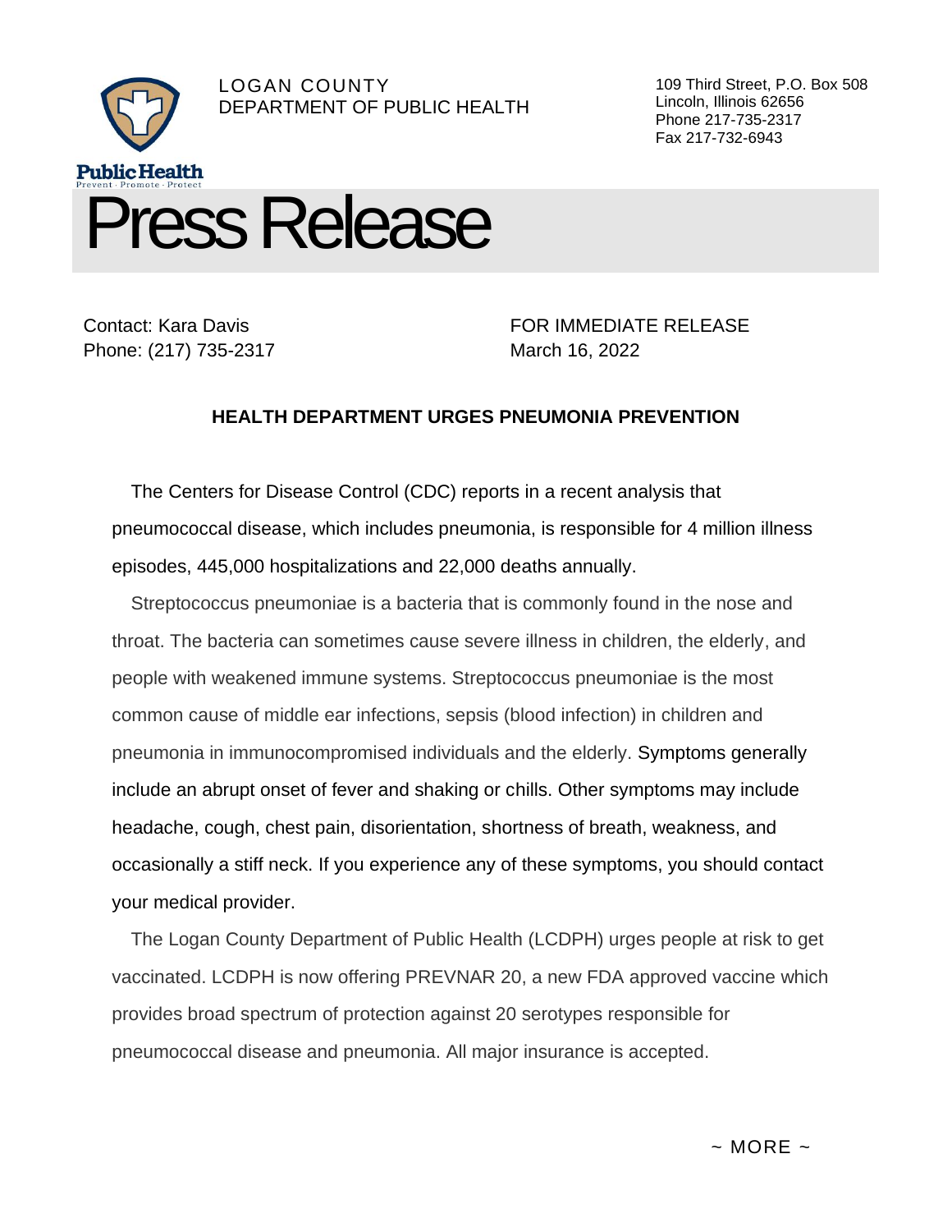LOGAN COUNTY
DEPARTMENT OF PUBLIC HEALTH

Public Health
Prevent · Promote · Protect

109 Third Street, P.O. Box 508
Lincoln, Illinois 62656
Phone 217-735-2317
Fax 217-732-6943

# Press Release

Contact: Kara Davis
Phone: (217) 735-2317

FOR IMMEDIATE RELEASE
March 16, 2022

**HEALTH DEPARTMENT URGES PNEUMONIA PREVENTION**

The Centers for Disease Control (CDC) reports in a recent analysis that pneumococcal disease, which includes pneumonia, is responsible for 4 million illness episodes, 445,000 hospitalizations and 22,000 deaths annually.

Streptococcus pneumoniae is a bacteria that is commonly found in the nose and throat. The bacteria can sometimes cause severe illness in children, the elderly, and people with weakened immune systems. Streptococcus pneumoniae is the most common cause of middle ear infections, sepsis (blood infection) in children and pneumonia in immunocompromised individuals and the elderly. Symptoms generally include an abrupt onset of fever and shaking or chills. Other symptoms may include headache, cough, chest pain, disorientation, shortness of breath, weakness, and occasionally a stiff neck. If you experience any of these symptoms, you should contact your medical provider.

The Logan County Department of Public Health (LCDPH) urges people at risk to get vaccinated. LCDPH is now offering PREVNAR 20, a new FDA approved vaccine which provides broad spectrum of protection against 20 serotypes responsible for pneumococcal disease and pneumonia. All major insurance is accepted.

~ MORE ~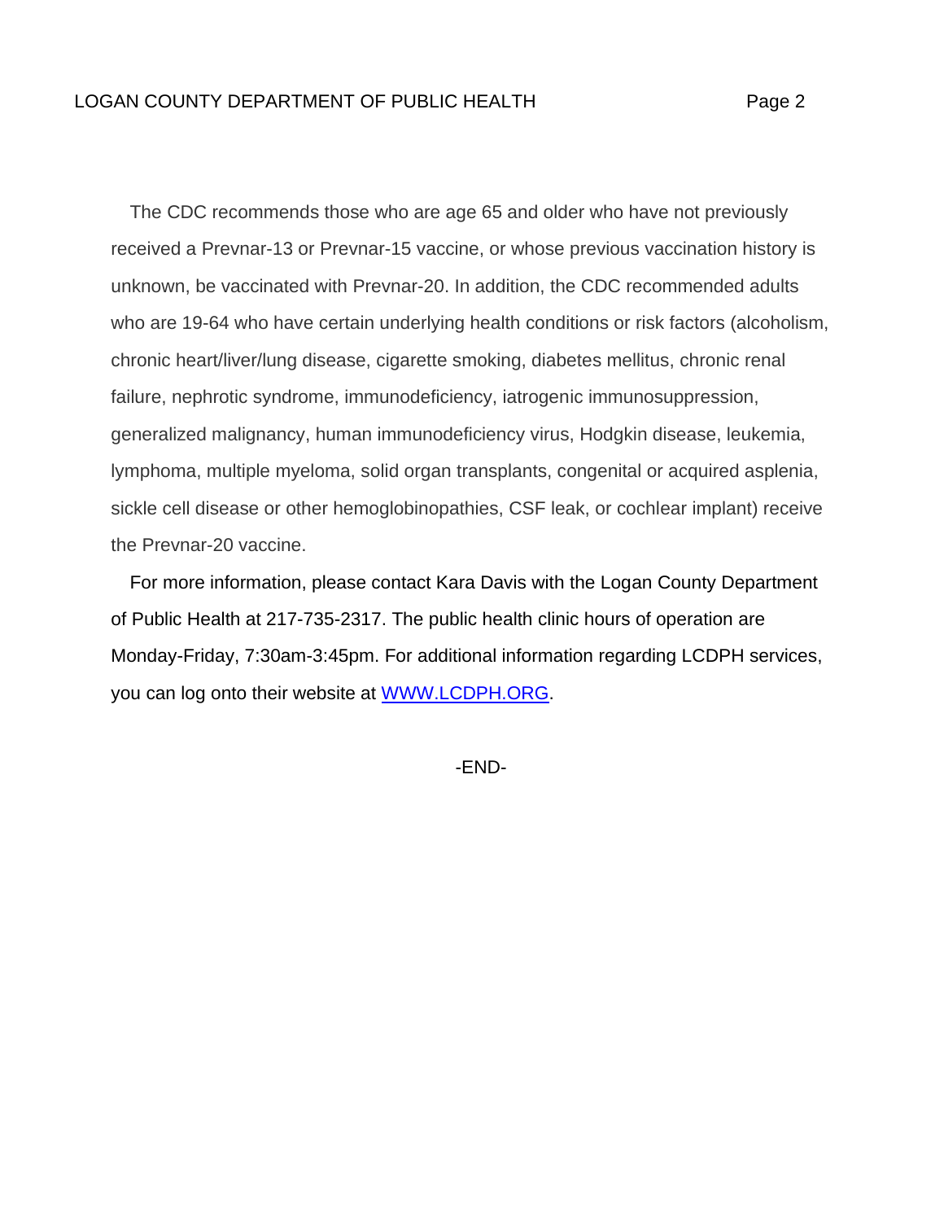The CDC recommends those who are age 65 and older who have not previously received a Prevnar-13 or Prevnar-15 vaccine, or whose previous vaccination history is unknown, be vaccinated with Prevnar-20. In addition, the CDC recommended adults who are 19-64 who have certain underlying health conditions or risk factors (alcoholism, chronic heart/liver/lung disease, cigarette smoking, diabetes mellitus, chronic renal failure, nephrotic syndrome, immunodeficiency, iatrogenic immunosuppression, generalized malignancy, human immunodeficiency virus, Hodgkin disease, leukemia, lymphoma, multiple myeloma, solid organ transplants, congenital or acquired asplenia, sickle cell disease or other hemoglobinopathies, CSF leak, or cochlear implant) receive the Prevnar-20 vaccine.

For more information, please contact Kara Davis with the Logan County Department of Public Health at 217-735-2317. The public health clinic hours of operation are Monday-Friday, 7:30am-3:45pm. For additional information regarding LCDPH services, you can log onto their website at [WWW.LCDPH.ORG](http://WWW.LCDPH.ORG).

-END-